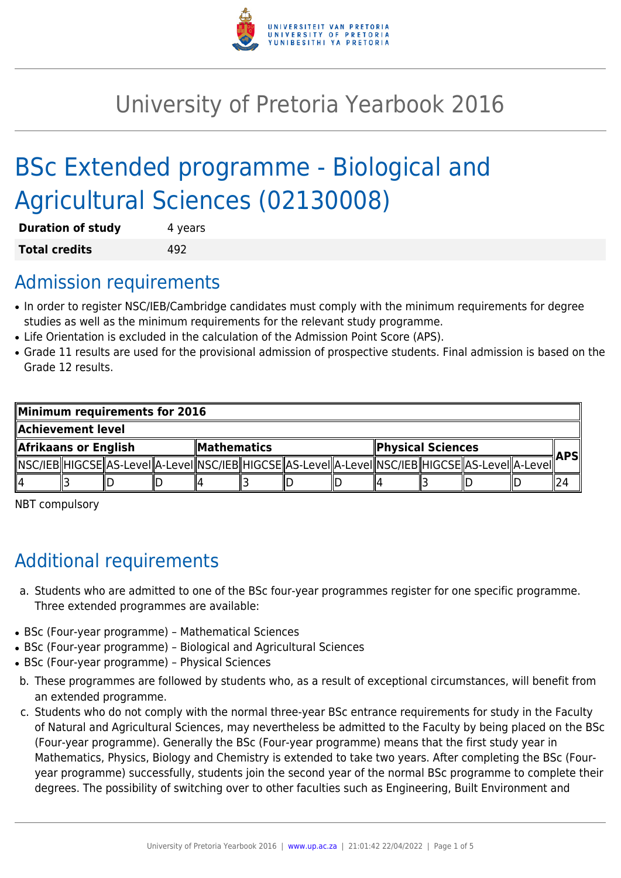# University of Pretoria Yearbook 2016

# BSc Extended programme - Biological and Agricultural Sciences (02130008)

| | |
|---|---|
| **Duration of study** | 4 years |
| **Total credits** | 492 |

## Admission requirements

- In order to register NSC/IEB/Cambridge candidates must comply with the minimum requirements for degree studies as well as the minimum requirements for the relevant study programme.
- Life Orientation is excluded in the calculation of the Admission Point Score (APS).
- Grade 11 results are used for the provisional admission of prospective students. Final admission is based on the Grade 12 results.

| **Minimum requirements for 2016** | | | | | | | | | | | | |
|---|---|---|---|---|---|---|---|---|---|---|---|---|
| **Achievement level** | | | | | | | | | | | | |
| **Afrikaans or English** | | | | **Mathematics** | | | | **Physical Sciences** | | | | **APS** |
| NSC/IEB | HIGCSE | AS-Level | A-Level | NSC/IEB | HIGCSE | AS-Level | A-Level | NSC/IEB | HIGCSE | AS-Level | A-Level | |
| 4 | 3 | D | D | 4 | 3 | D | D | 4 | 3 | D | D | 24 |

NBT compulsory

## Additional requirements

a. Students who are admitted to one of the BSc four-year programmes register for one specific programme. Three extended programmes are available:

- BSc (Four-year programme) – Mathematical Sciences
- BSc (Four-year programme) – Biological and Agricultural Sciences
- BSc (Four-year programme) – Physical Sciences

b. These programmes are followed by students who, as a result of exceptional circumstances, will benefit from an extended programme.

c. Students who do not comply with the normal three-year BSc entrance requirements for study in the Faculty of Natural and Agricultural Sciences, may nevertheless be admitted to the Faculty by being placed on the BSc (Four-year programme). Generally the BSc (Four-year programme) means that the first study year in Mathematics, Physics, Biology and Chemistry is extended to take two years. After completing the BSc (Four-year programme) successfully, students join the second year of the normal BSc programme to complete their degrees. The possibility of switching over to other faculties such as Engineering, Built Environment and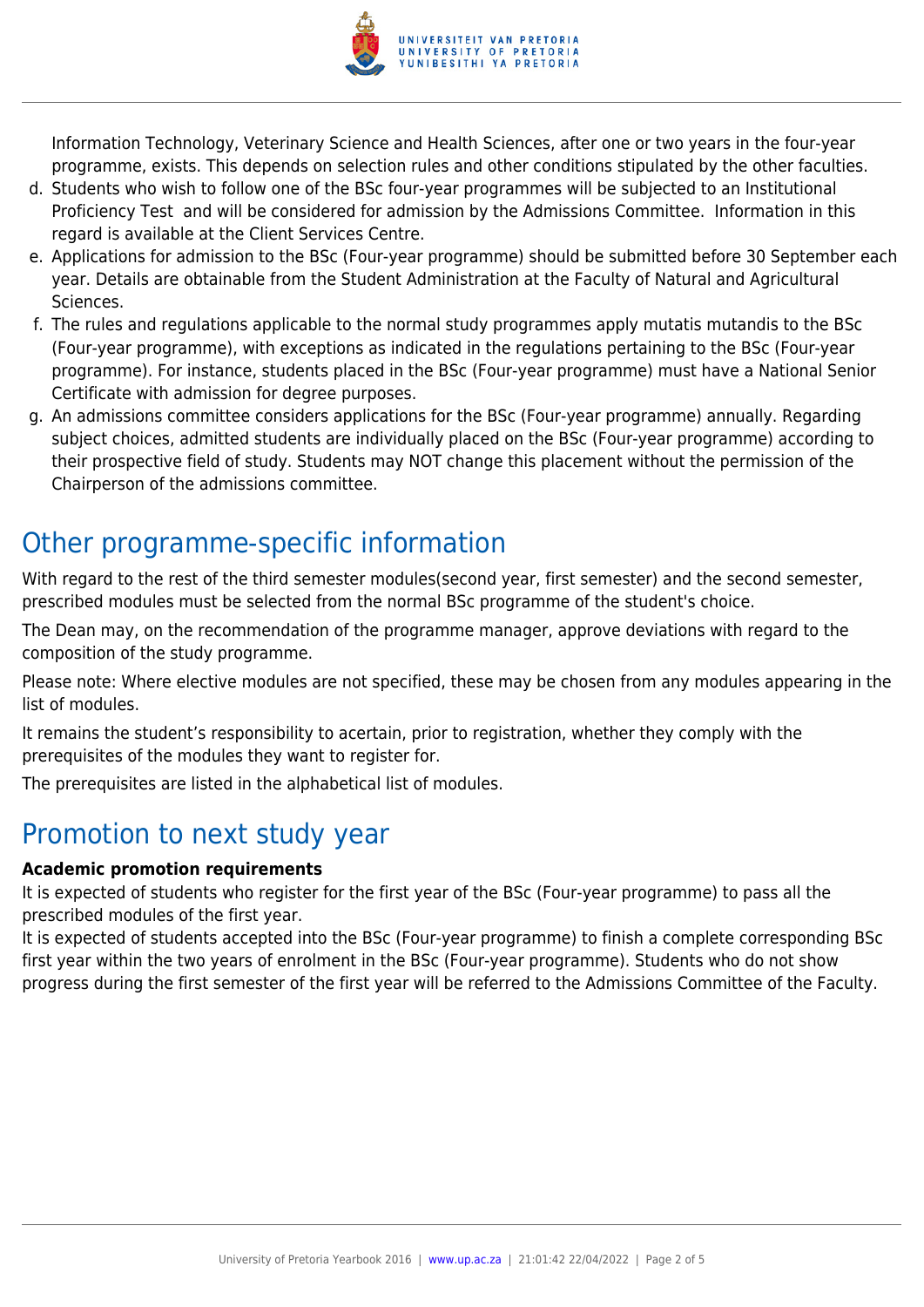Information Technology, Veterinary Science and Health Sciences, after one or two years in the four-year programme, exists. This depends on selection rules and other conditions stipulated by the other faculties.

d. Students who wish to follow one of the BSc four-year programmes will be subjected to an Institutional Proficiency Test and will be considered for admission by the Admissions Committee. Information in this regard is available at the Client Services Centre.
e. Applications for admission to the BSc (Four-year programme) should be submitted before 30 September each year. Details are obtainable from the Student Administration at the Faculty of Natural and Agricultural Sciences.
f. The rules and regulations applicable to the normal study programmes apply mutatis mutandis to the BSc (Four-year programme), with exceptions as indicated in the regulations pertaining to the BSc (Four-year programme). For instance, students placed in the BSc (Four-year programme) must have a National Senior Certificate with admission for degree purposes.
g. An admissions committee considers applications for the BSc (Four-year programme) annually. Regarding subject choices, admitted students are individually placed on the BSc (Four-year programme) according to their prospective field of study. Students may NOT change this placement without the permission of the Chairperson of the admissions committee.

# Other programme-specific information

With regard to the rest of the third semester modules(second year, first semester) and the second semester, prescribed modules must be selected from the normal BSc programme of the student's choice.

The Dean may, on the recommendation of the programme manager, approve deviations with regard to the composition of the study programme.

Please note: Where elective modules are not specified, these may be chosen from any modules appearing in the list of modules.

It remains the student's responsibility to acertain, prior to registration, whether they comply with the prerequisites of the modules they want to register for.

The prerequisites are listed in the alphabetical list of modules.

# Promotion to next study year

**Academic promotion requirements**

It is expected of students who register for the first year of the BSc (Four-year programme) to pass all the prescribed modules of the first year.

It is expected of students accepted into the BSc (Four-year programme) to finish a complete corresponding BSc first year within the two years of enrolment in the BSc (Four-year programme). Students who do not show progress during the first semester of the first year will be referred to the Admissions Committee of the Faculty.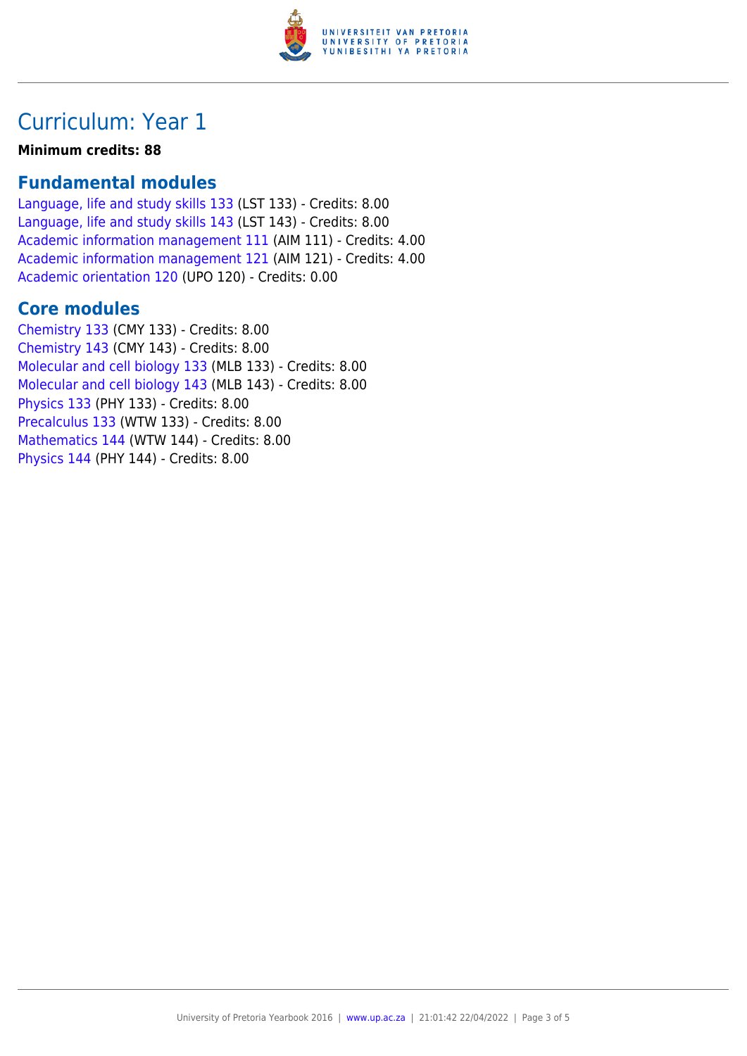# Curriculum: Year 1

**Minimum credits: 88**

## Fundamental modules

Language, life and study skills 133 (LST 133) - Credits: 8.00
Language, life and study skills 143 (LST 143) - Credits: 8.00
Academic information management 111 (AIM 111) - Credits: 4.00
Academic information management 121 (AIM 121) - Credits: 4.00
Academic orientation 120 (UPO 120) - Credits: 0.00

## Core modules

Chemistry 133 (CMY 133) - Credits: 8.00
Chemistry 143 (CMY 143) - Credits: 8.00
Molecular and cell biology 133 (MLB 133) - Credits: 8.00
Molecular and cell biology 143 (MLB 143) - Credits: 8.00
Physics 133 (PHY 133) - Credits: 8.00
Precalculus 133 (WTW 133) - Credits: 8.00
Mathematics 144 (WTW 144) - Credits: 8.00
Physics 144 (PHY 144) - Credits: 8.00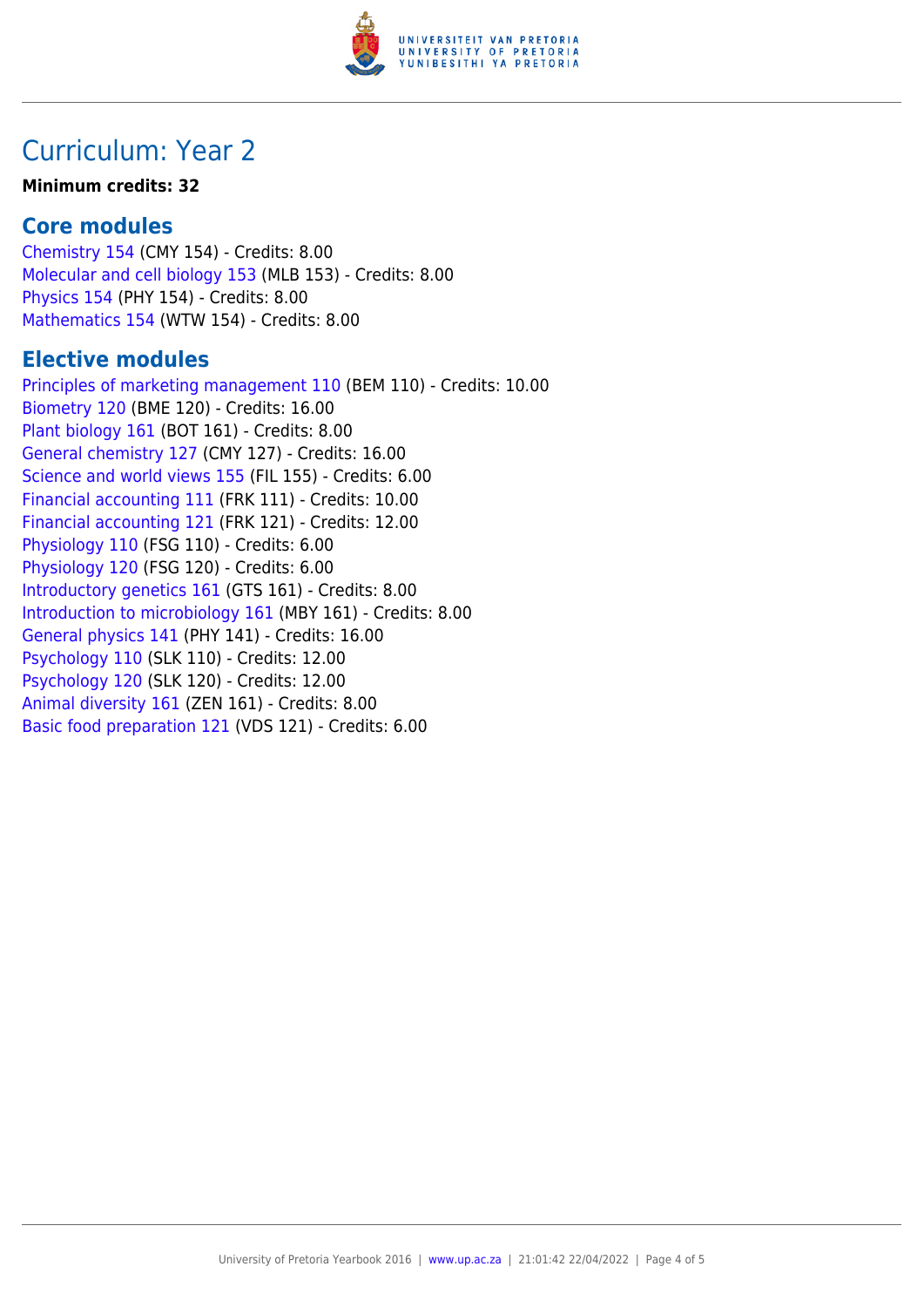# Curriculum: Year 2

**Minimum credits: 32**

## Core modules

Chemistry 154 (CMY 154) - Credits: 8.00
Molecular and cell biology 153 (MLB 153) - Credits: 8.00
Physics 154 (PHY 154) - Credits: 8.00
Mathematics 154 (WTW 154) - Credits: 8.00

## Elective modules

Principles of marketing management 110 (BEM 110) - Credits: 10.00
Biometry 120 (BME 120) - Credits: 16.00
Plant biology 161 (BOT 161) - Credits: 8.00
General chemistry 127 (CMY 127) - Credits: 16.00
Science and world views 155 (FIL 155) - Credits: 6.00
Financial accounting 111 (FRK 111) - Credits: 10.00
Financial accounting 121 (FRK 121) - Credits: 12.00
Physiology 110 (FSG 110) - Credits: 6.00
Physiology 120 (FSG 120) - Credits: 6.00
Introductory genetics 161 (GTS 161) - Credits: 8.00
Introduction to microbiology 161 (MBY 161) - Credits: 8.00
General physics 141 (PHY 141) - Credits: 16.00
Psychology 110 (SLK 110) - Credits: 12.00
Psychology 120 (SLK 120) - Credits: 12.00
Animal diversity 161 (ZEN 161) - Credits: 8.00
Basic food preparation 121 (VDS 121) - Credits: 6.00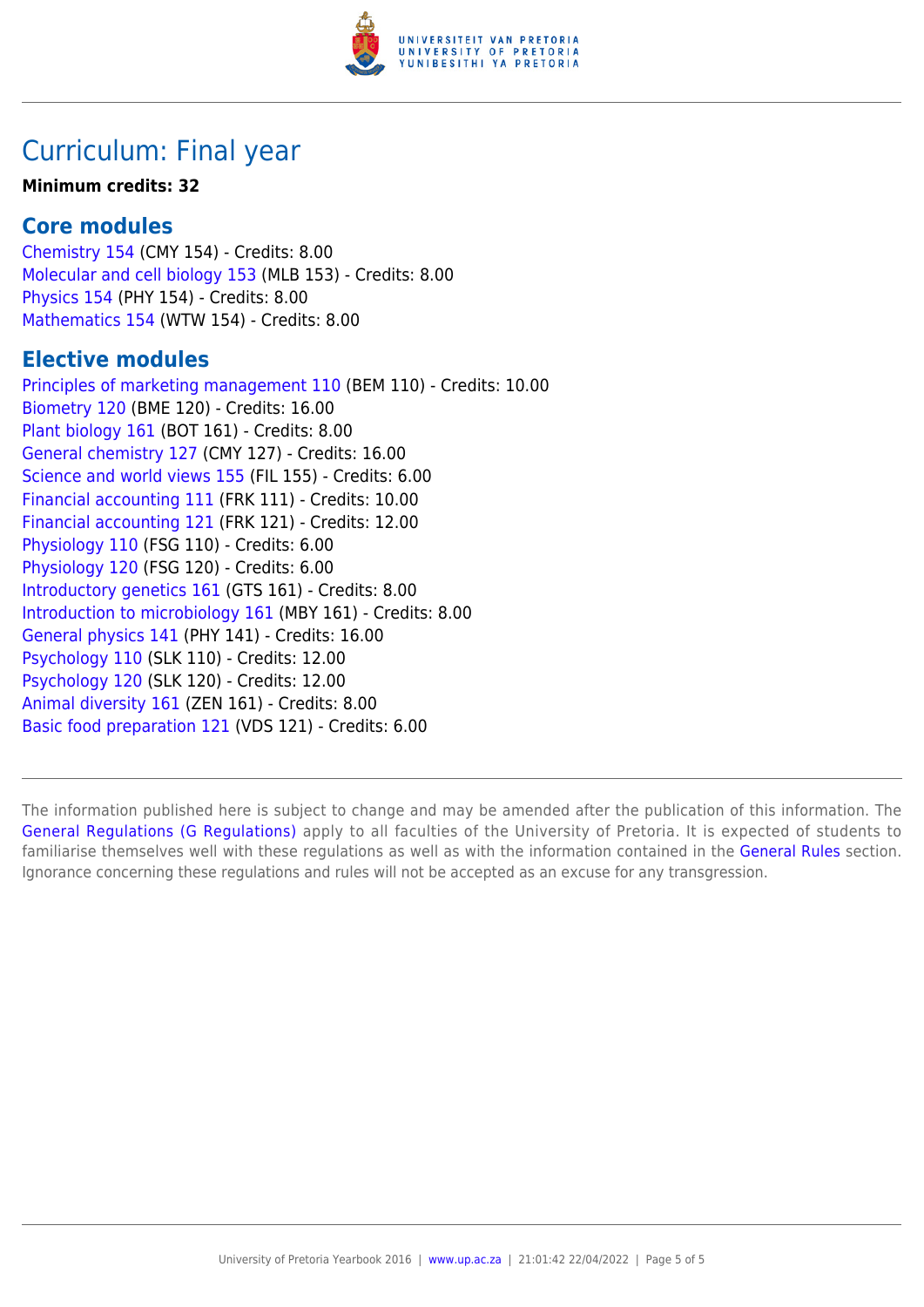## Curriculum: Final year

**Minimum credits: 32**

### Core modules

Chemistry 154 (CMY 154) - Credits: 8.00
Molecular and cell biology 153 (MLB 153) - Credits: 8.00
Physics 154 (PHY 154) - Credits: 8.00
Mathematics 154 (WTW 154) - Credits: 8.00

### Elective modules

Principles of marketing management 110 (BEM 110) - Credits: 10.00
Biometry 120 (BME 120) - Credits: 16.00
Plant biology 161 (BOT 161) - Credits: 8.00
General chemistry 127 (CMY 127) - Credits: 16.00
Science and world views 155 (FIL 155) - Credits: 6.00
Financial accounting 111 (FRK 111) - Credits: 10.00
Financial accounting 121 (FRK 121) - Credits: 12.00
Physiology 110 (FSG 110) - Credits: 6.00
Physiology 120 (FSG 120) - Credits: 6.00
Introductory genetics 161 (GTS 161) - Credits: 8.00
Introduction to microbiology 161 (MBY 161) - Credits: 8.00
General physics 141 (PHY 141) - Credits: 16.00
Psychology 110 (SLK 110) - Credits: 12.00
Psychology 120 (SLK 120) - Credits: 12.00
Animal diversity 161 (ZEN 161) - Credits: 8.00
Basic food preparation 121 (VDS 121) - Credits: 6.00

The information published here is subject to change and may be amended after the publication of this information. The General Regulations (G Regulations) apply to all faculties of the University of Pretoria. It is expected of students to familiarise themselves well with these regulations as well as with the information contained in the General Rules section. Ignorance concerning these regulations and rules will not be accepted as an excuse for any transgression.